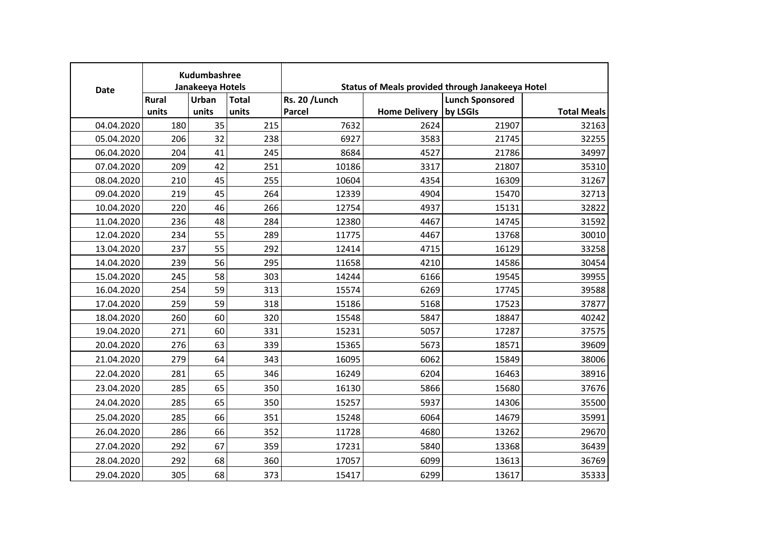| Date | Kudumbashree Janakeeya Hotels | | | Status of Meals provided through Janakeeya Hotel | | | |
|---|---|---|---|---|---|---|---|
| | Rural units | Urban units | Total units | Rs. 20 /Lunch Parcel | Home Delivery | Lunch Sponsored by LSGIs | Total Meals |
| 04.04.2020 | 180 | 35 | 215 | 7632 | 2624 | 21907 | 32163 |
| 05.04.2020 | 206 | 32 | 238 | 6927 | 3583 | 21745 | 32255 |
| 06.04.2020 | 204 | 41 | 245 | 8684 | 4527 | 21786 | 34997 |
| 07.04.2020 | 209 | 42 | 251 | 10186 | 3317 | 21807 | 35310 |
| 08.04.2020 | 210 | 45 | 255 | 10604 | 4354 | 16309 | 31267 |
| 09.04.2020 | 219 | 45 | 264 | 12339 | 4904 | 15470 | 32713 |
| 10.04.2020 | 220 | 46 | 266 | 12754 | 4937 | 15131 | 32822 |
| 11.04.2020 | 236 | 48 | 284 | 12380 | 4467 | 14745 | 31592 |
| 12.04.2020 | 234 | 55 | 289 | 11775 | 4467 | 13768 | 30010 |
| 13.04.2020 | 237 | 55 | 292 | 12414 | 4715 | 16129 | 33258 |
| 14.04.2020 | 239 | 56 | 295 | 11658 | 4210 | 14586 | 30454 |
| 15.04.2020 | 245 | 58 | 303 | 14244 | 6166 | 19545 | 39955 |
| 16.04.2020 | 254 | 59 | 313 | 15574 | 6269 | 17745 | 39588 |
| 17.04.2020 | 259 | 59 | 318 | 15186 | 5168 | 17523 | 37877 |
| 18.04.2020 | 260 | 60 | 320 | 15548 | 5847 | 18847 | 40242 |
| 19.04.2020 | 271 | 60 | 331 | 15231 | 5057 | 17287 | 37575 |
| 20.04.2020 | 276 | 63 | 339 | 15365 | 5673 | 18571 | 39609 |
| 21.04.2020 | 279 | 64 | 343 | 16095 | 6062 | 15849 | 38006 |
| 22.04.2020 | 281 | 65 | 346 | 16249 | 6204 | 16463 | 38916 |
| 23.04.2020 | 285 | 65 | 350 | 16130 | 5866 | 15680 | 37676 |
| 24.04.2020 | 285 | 65 | 350 | 15257 | 5937 | 14306 | 35500 |
| 25.04.2020 | 285 | 66 | 351 | 15248 | 6064 | 14679 | 35991 |
| 26.04.2020 | 286 | 66 | 352 | 11728 | 4680 | 13262 | 29670 |
| 27.04.2020 | 292 | 67 | 359 | 17231 | 5840 | 13368 | 36439 |
| 28.04.2020 | 292 | 68 | 360 | 17057 | 6099 | 13613 | 36769 |
| 29.04.2020 | 305 | 68 | 373 | 15417 | 6299 | 13617 | 35333 |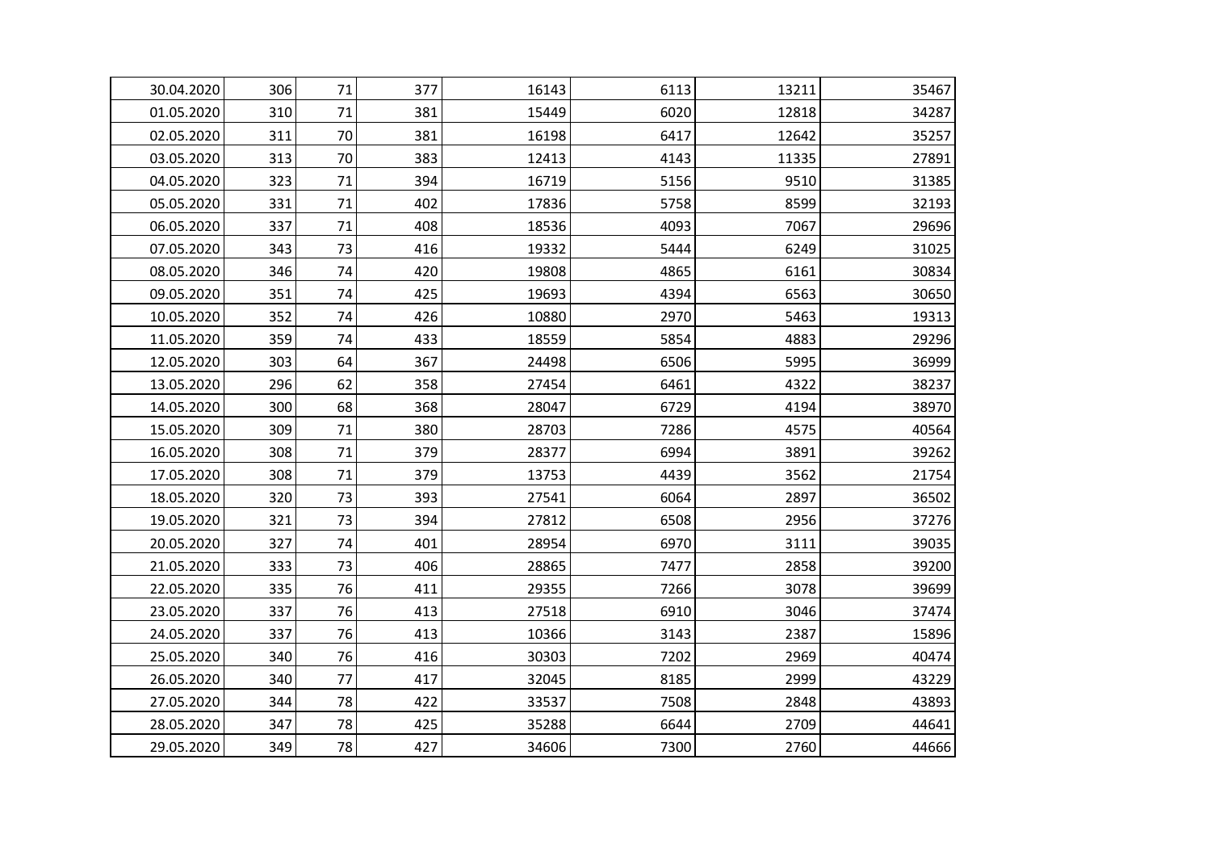| | | | | | | | |
|---|---|---|---|---|---|---|---|
| 30.04.2020 | 306 | 71 | 377 | 16143 | 6113 | 13211 | 35467 |
| 01.05.2020 | 310 | 71 | 381 | 15449 | 6020 | 12818 | 34287 |
| 02.05.2020 | 311 | 70 | 381 | 16198 | 6417 | 12642 | 35257 |
| 03.05.2020 | 313 | 70 | 383 | 12413 | 4143 | 11335 | 27891 |
| 04.05.2020 | 323 | 71 | 394 | 16719 | 5156 | 9510 | 31385 |
| 05.05.2020 | 331 | 71 | 402 | 17836 | 5758 | 8599 | 32193 |
| 06.05.2020 | 337 | 71 | 408 | 18536 | 4093 | 7067 | 29696 |
| 07.05.2020 | 343 | 73 | 416 | 19332 | 5444 | 6249 | 31025 |
| 08.05.2020 | 346 | 74 | 420 | 19808 | 4865 | 6161 | 30834 |
| 09.05.2020 | 351 | 74 | 425 | 19693 | 4394 | 6563 | 30650 |
| 10.05.2020 | 352 | 74 | 426 | 10880 | 2970 | 5463 | 19313 |
| 11.05.2020 | 359 | 74 | 433 | 18559 | 5854 | 4883 | 29296 |
| 12.05.2020 | 303 | 64 | 367 | 24498 | 6506 | 5995 | 36999 |
| 13.05.2020 | 296 | 62 | 358 | 27454 | 6461 | 4322 | 38237 |
| 14.05.2020 | 300 | 68 | 368 | 28047 | 6729 | 4194 | 38970 |
| 15.05.2020 | 309 | 71 | 380 | 28703 | 7286 | 4575 | 40564 |
| 16.05.2020 | 308 | 71 | 379 | 28377 | 6994 | 3891 | 39262 |
| 17.05.2020 | 308 | 71 | 379 | 13753 | 4439 | 3562 | 21754 |
| 18.05.2020 | 320 | 73 | 393 | 27541 | 6064 | 2897 | 36502 |
| 19.05.2020 | 321 | 73 | 394 | 27812 | 6508 | 2956 | 37276 |
| 20.05.2020 | 327 | 74 | 401 | 28954 | 6970 | 3111 | 39035 |
| 21.05.2020 | 333 | 73 | 406 | 28865 | 7477 | 2858 | 39200 |
| 22.05.2020 | 335 | 76 | 411 | 29355 | 7266 | 3078 | 39699 |
| 23.05.2020 | 337 | 76 | 413 | 27518 | 6910 | 3046 | 37474 |
| 24.05.2020 | 337 | 76 | 413 | 10366 | 3143 | 2387 | 15896 |
| 25.05.2020 | 340 | 76 | 416 | 30303 | 7202 | 2969 | 40474 |
| 26.05.2020 | 340 | 77 | 417 | 32045 | 8185 | 2999 | 43229 |
| 27.05.2020 | 344 | 78 | 422 | 33537 | 7508 | 2848 | 43893 |
| 28.05.2020 | 347 | 78 | 425 | 35288 | 6644 | 2709 | 44641 |
| 29.05.2020 | 349 | 78 | 427 | 34606 | 7300 | 2760 | 44666 |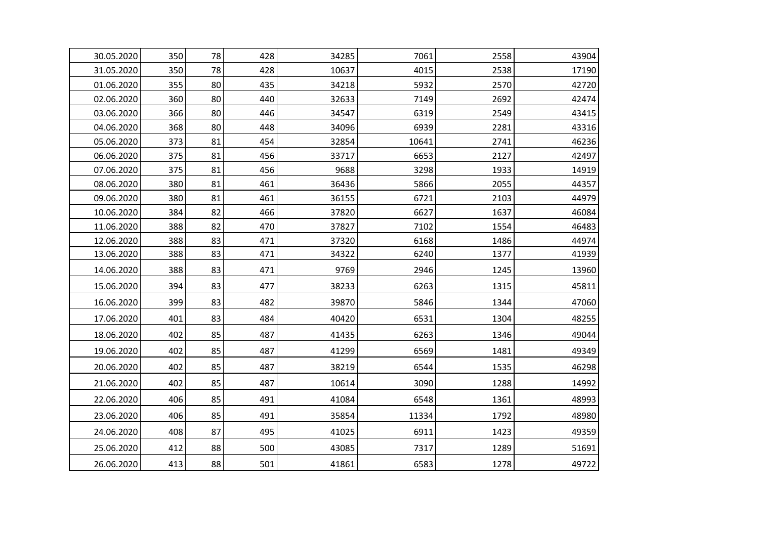| | | | | | | | |
|---|---|---|---|---|---|---|---|
| 30.05.2020 | 350 | 78 | 428 | 34285 | 7061 | 2558 | 43904 |
| 31.05.2020 | 350 | 78 | 428 | 10637 | 4015 | 2538 | 17190 |
| 01.06.2020 | 355 | 80 | 435 | 34218 | 5932 | 2570 | 42720 |
| 02.06.2020 | 360 | 80 | 440 | 32633 | 7149 | 2692 | 42474 |
| 03.06.2020 | 366 | 80 | 446 | 34547 | 6319 | 2549 | 43415 |
| 04.06.2020 | 368 | 80 | 448 | 34096 | 6939 | 2281 | 43316 |
| 05.06.2020 | 373 | 81 | 454 | 32854 | 10641 | 2741 | 46236 |
| 06.06.2020 | 375 | 81 | 456 | 33717 | 6653 | 2127 | 42497 |
| 07.06.2020 | 375 | 81 | 456 | 9688 | 3298 | 1933 | 14919 |
| 08.06.2020 | 380 | 81 | 461 | 36436 | 5866 | 2055 | 44357 |
| 09.06.2020 | 380 | 81 | 461 | 36155 | 6721 | 2103 | 44979 |
| 10.06.2020 | 384 | 82 | 466 | 37820 | 6627 | 1637 | 46084 |
| 11.06.2020 | 388 | 82 | 470 | 37827 | 7102 | 1554 | 46483 |
| 12.06.2020 | 388 | 83 | 471 | 37320 | 6168 | 1486 | 44974 |
| 13.06.2020 | 388 | 83 | 471 | 34322 | 6240 | 1377 | 41939 |
| 14.06.2020 | 388 | 83 | 471 | 9769 | 2946 | 1245 | 13960 |
| 15.06.2020 | 394 | 83 | 477 | 38233 | 6263 | 1315 | 45811 |
| 16.06.2020 | 399 | 83 | 482 | 39870 | 5846 | 1344 | 47060 |
| 17.06.2020 | 401 | 83 | 484 | 40420 | 6531 | 1304 | 48255 |
| 18.06.2020 | 402 | 85 | 487 | 41435 | 6263 | 1346 | 49044 |
| 19.06.2020 | 402 | 85 | 487 | 41299 | 6569 | 1481 | 49349 |
| 20.06.2020 | 402 | 85 | 487 | 38219 | 6544 | 1535 | 46298 |
| 21.06.2020 | 402 | 85 | 487 | 10614 | 3090 | 1288 | 14992 |
| 22.06.2020 | 406 | 85 | 491 | 41084 | 6548 | 1361 | 48993 |
| 23.06.2020 | 406 | 85 | 491 | 35854 | 11334 | 1792 | 48980 |
| 24.06.2020 | 408 | 87 | 495 | 41025 | 6911 | 1423 | 49359 |
| 25.06.2020 | 412 | 88 | 500 | 43085 | 7317 | 1289 | 51691 |
| 26.06.2020 | 413 | 88 | 501 | 41861 | 6583 | 1278 | 49722 |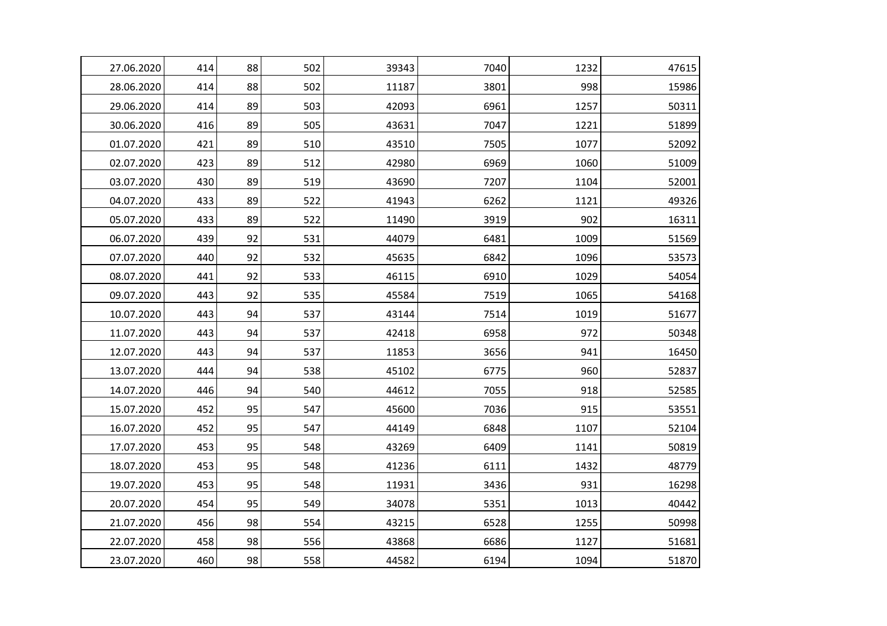| | | | | | | | |
|---|---|---|---|---|---|---|---|
| 27.06.2020 | 414 | 88 | 502 | 39343 | 7040 | 1232 | 47615 |
| 28.06.2020 | 414 | 88 | 502 | 11187 | 3801 | 998 | 15986 |
| 29.06.2020 | 414 | 89 | 503 | 42093 | 6961 | 1257 | 50311 |
| 30.06.2020 | 416 | 89 | 505 | 43631 | 7047 | 1221 | 51899 |
| 01.07.2020 | 421 | 89 | 510 | 43510 | 7505 | 1077 | 52092 |
| 02.07.2020 | 423 | 89 | 512 | 42980 | 6969 | 1060 | 51009 |
| 03.07.2020 | 430 | 89 | 519 | 43690 | 7207 | 1104 | 52001 |
| 04.07.2020 | 433 | 89 | 522 | 41943 | 6262 | 1121 | 49326 |
| 05.07.2020 | 433 | 89 | 522 | 11490 | 3919 | 902 | 16311 |
| 06.07.2020 | 439 | 92 | 531 | 44079 | 6481 | 1009 | 51569 |
| 07.07.2020 | 440 | 92 | 532 | 45635 | 6842 | 1096 | 53573 |
| 08.07.2020 | 441 | 92 | 533 | 46115 | 6910 | 1029 | 54054 |
| 09.07.2020 | 443 | 92 | 535 | 45584 | 7519 | 1065 | 54168 |
| 10.07.2020 | 443 | 94 | 537 | 43144 | 7514 | 1019 | 51677 |
| 11.07.2020 | 443 | 94 | 537 | 42418 | 6958 | 972 | 50348 |
| 12.07.2020 | 443 | 94 | 537 | 11853 | 3656 | 941 | 16450 |
| 13.07.2020 | 444 | 94 | 538 | 45102 | 6775 | 960 | 52837 |
| 14.07.2020 | 446 | 94 | 540 | 44612 | 7055 | 918 | 52585 |
| 15.07.2020 | 452 | 95 | 547 | 45600 | 7036 | 915 | 53551 |
| 16.07.2020 | 452 | 95 | 547 | 44149 | 6848 | 1107 | 52104 |
| 17.07.2020 | 453 | 95 | 548 | 43269 | 6409 | 1141 | 50819 |
| 18.07.2020 | 453 | 95 | 548 | 41236 | 6111 | 1432 | 48779 |
| 19.07.2020 | 453 | 95 | 548 | 11931 | 3436 | 931 | 16298 |
| 20.07.2020 | 454 | 95 | 549 | 34078 | 5351 | 1013 | 40442 |
| 21.07.2020 | 456 | 98 | 554 | 43215 | 6528 | 1255 | 50998 |
| 22.07.2020 | 458 | 98 | 556 | 43868 | 6686 | 1127 | 51681 |
| 23.07.2020 | 460 | 98 | 558 | 44582 | 6194 | 1094 | 51870 |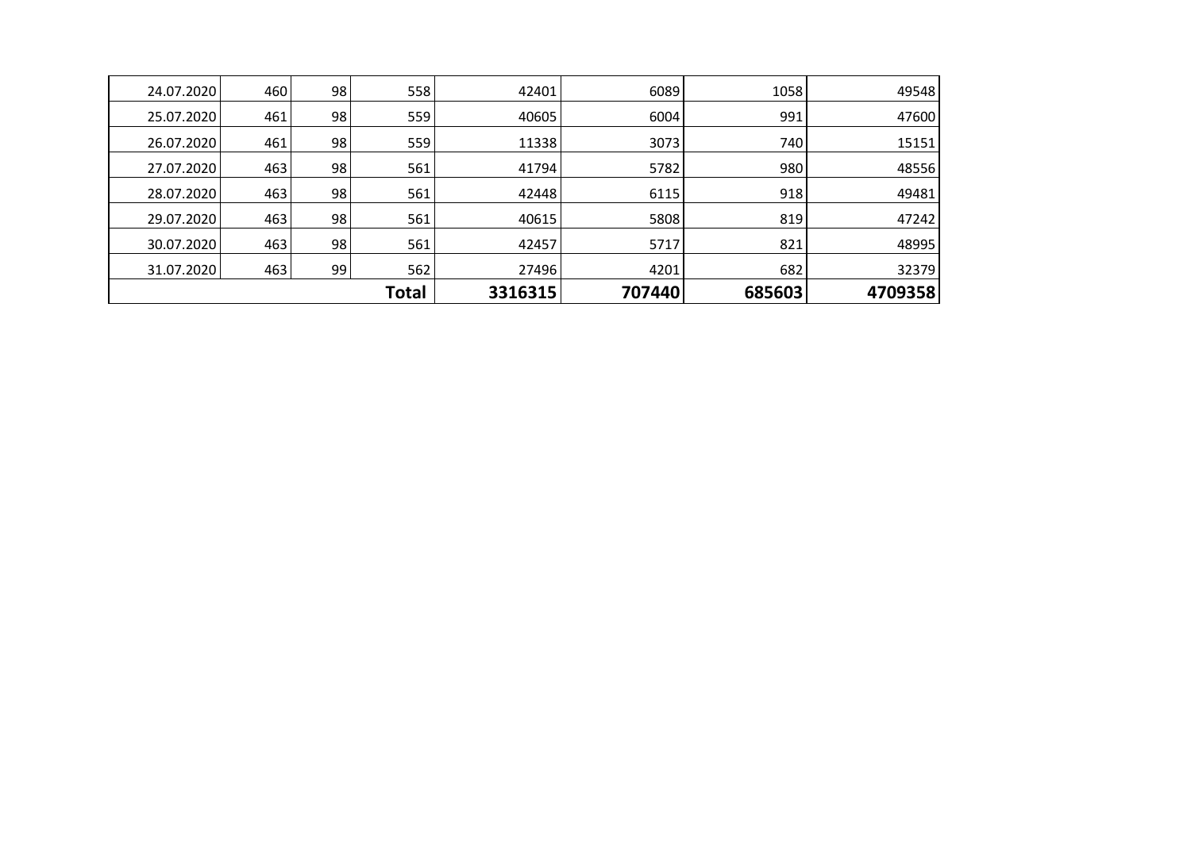| | | | | | | | |
|---|---|---|---|---|---|---|---|
| 24.07.2020 | 460 | 98 | 558 | 42401 | 6089 | 1058 | 49548 |
| 25.07.2020 | 461 | 98 | 559 | 40605 | 6004 | 991 | 47600 |
| 26.07.2020 | 461 | 98 | 559 | 11338 | 3073 | 740 | 15151 |
| 27.07.2020 | 463 | 98 | 561 | 41794 | 5782 | 980 | 48556 |
| 28.07.2020 | 463 | 98 | 561 | 42448 | 6115 | 918 | 49481 |
| 29.07.2020 | 463 | 98 | 561 | 40615 | 5808 | 819 | 47242 |
| 30.07.2020 | 463 | 98 | 561 | 42457 | 5717 | 821 | 48995 |
| 31.07.2020 | 463 | 99 | 562 | 27496 | 4201 | 682 | 32379 |
| | | | **Total** | **3316315** | **707440** | **685603** | **4709358** |